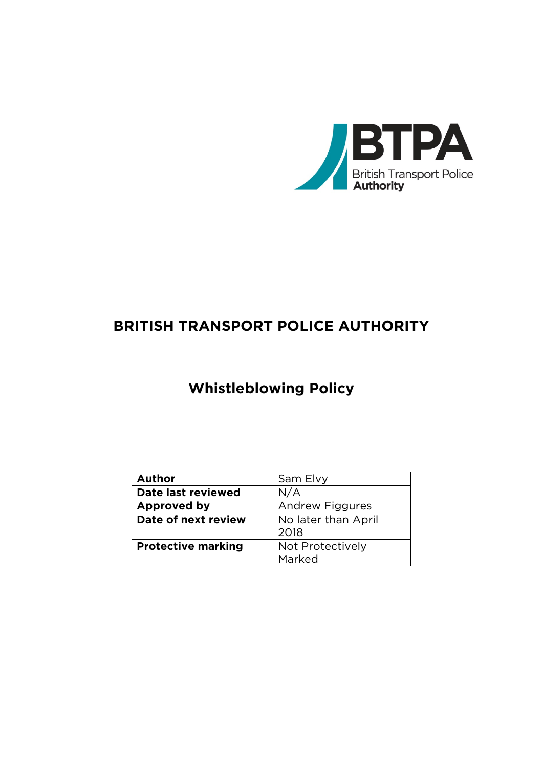BTPA
British Transport Police Authority

# BRITISH TRANSPORT POLICE AUTHORITY

## Whistleblowing Policy

| Author | Sam Elvy |
|---|---|
| Date last reviewed | N/A |
| Approved by | Andrew Figgures |
| Date of next review | No later than April 2018 |
| Protective marking | Not Protectively Marked |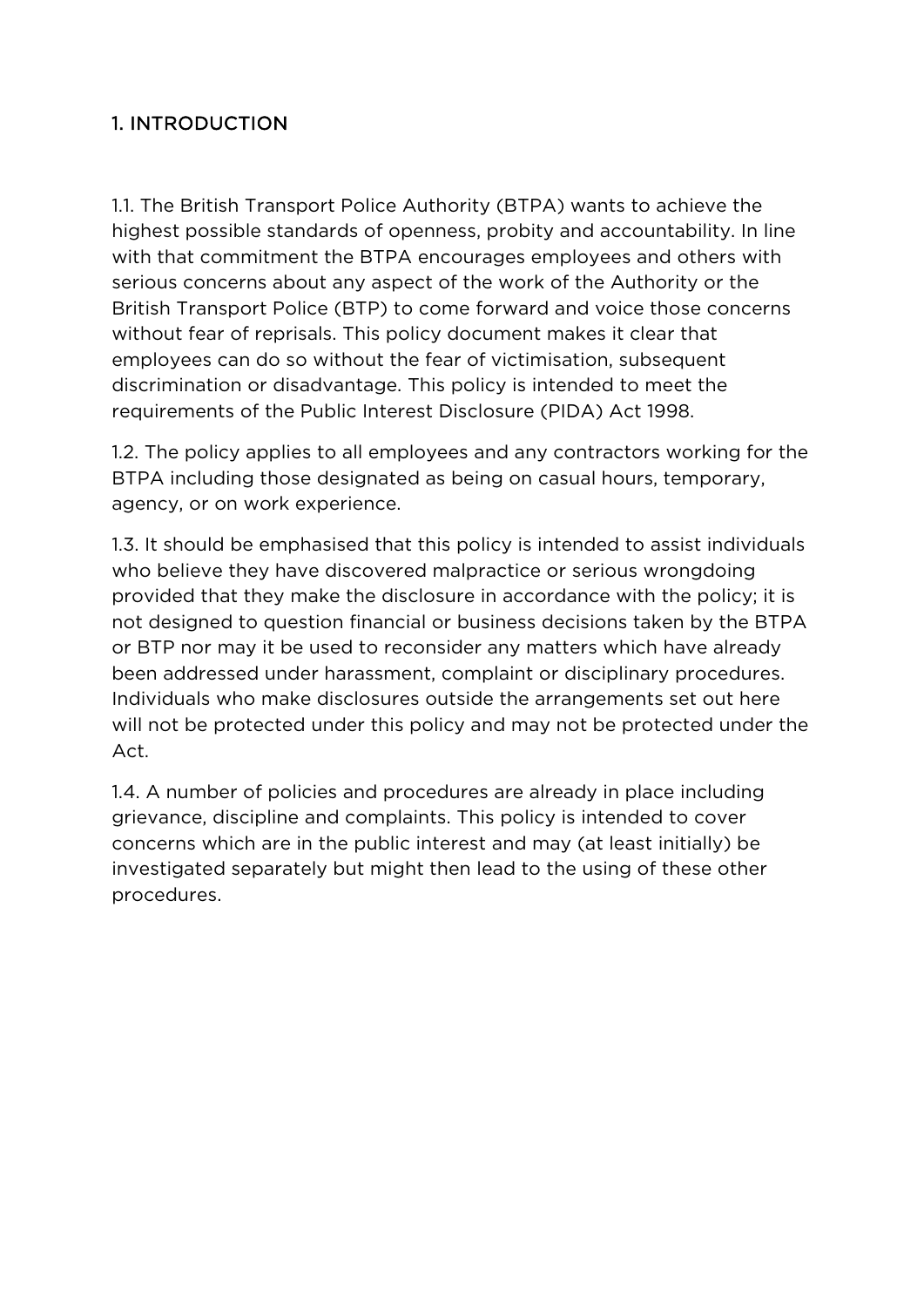## 1. INTRODUCTION

1.1. The British Transport Police Authority (BTPA) wants to achieve the highest possible standards of openness, probity and accountability. In line with that commitment the BTPA encourages employees and others with serious concerns about any aspect of the work of the Authority or the British Transport Police (BTP) to come forward and voice those concerns without fear of reprisals. This policy document makes it clear that employees can do so without the fear of victimisation, subsequent discrimination or disadvantage. This policy is intended to meet the requirements of the Public Interest Disclosure (PIDA) Act 1998.

1.2. The policy applies to all employees and any contractors working for the BTPA including those designated as being on casual hours, temporary, agency, or on work experience.

1.3. It should be emphasised that this policy is intended to assist individuals who believe they have discovered malpractice or serious wrongdoing provided that they make the disclosure in accordance with the policy; it is not designed to question financial or business decisions taken by the BTPA or BTP nor may it be used to reconsider any matters which have already been addressed under harassment, complaint or disciplinary procedures. Individuals who make disclosures outside the arrangements set out here will not be protected under this policy and may not be protected under the Act.

1.4. A number of policies and procedures are already in place including grievance, discipline and complaints. This policy is intended to cover concerns which are in the public interest and may (at least initially) be investigated separately but might then lead to the using of these other procedures.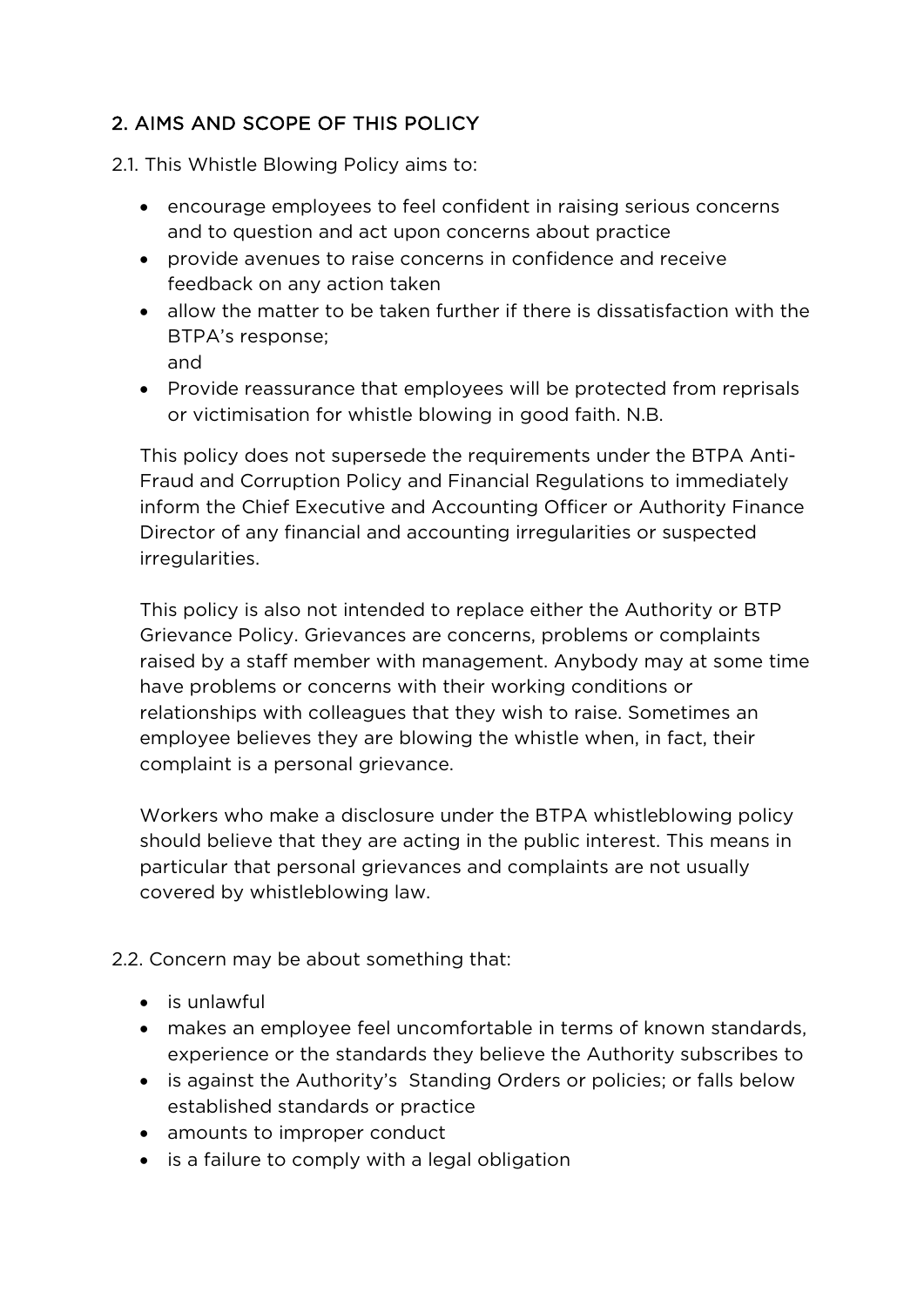## 2. AIMS AND SCOPE OF THIS POLICY

2.1. This Whistle Blowing Policy aims to:

- encourage employees to feel confident in raising serious concerns and to question and act upon concerns about practice
- provide avenues to raise concerns in confidence and receive feedback on any action taken
- allow the matter to be taken further if there is dissatisfaction with the BTPA's response;  
  and
- Provide reassurance that employees will be protected from reprisals or victimisation for whistle blowing in good faith. N.B.

This policy does not supersede the requirements under the BTPA Anti-Fraud and Corruption Policy and Financial Regulations to immediately inform the Chief Executive and Accounting Officer or Authority Finance Director of any financial and accounting irregularities or suspected irregularities.

This policy is also not intended to replace either the Authority or BTP Grievance Policy. Grievances are concerns, problems or complaints raised by a staff member with management. Anybody may at some time have problems or concerns with their working conditions or relationships with colleagues that they wish to raise. Sometimes an employee believes they are blowing the whistle when, in fact, their complaint is a personal grievance.

Workers who make a disclosure under the BTPA whistleblowing policy should believe that they are acting in the public interest. This means in particular that personal grievances and complaints are not usually covered by whistleblowing law.

2.2. Concern may be about something that:

- is unlawful
- makes an employee feel uncomfortable in terms of known standards, experience or the standards they believe the Authority subscribes to
- is against the Authority's Standing Orders or policies; or falls below established standards or practice
- amounts to improper conduct
- is a failure to comply with a legal obligation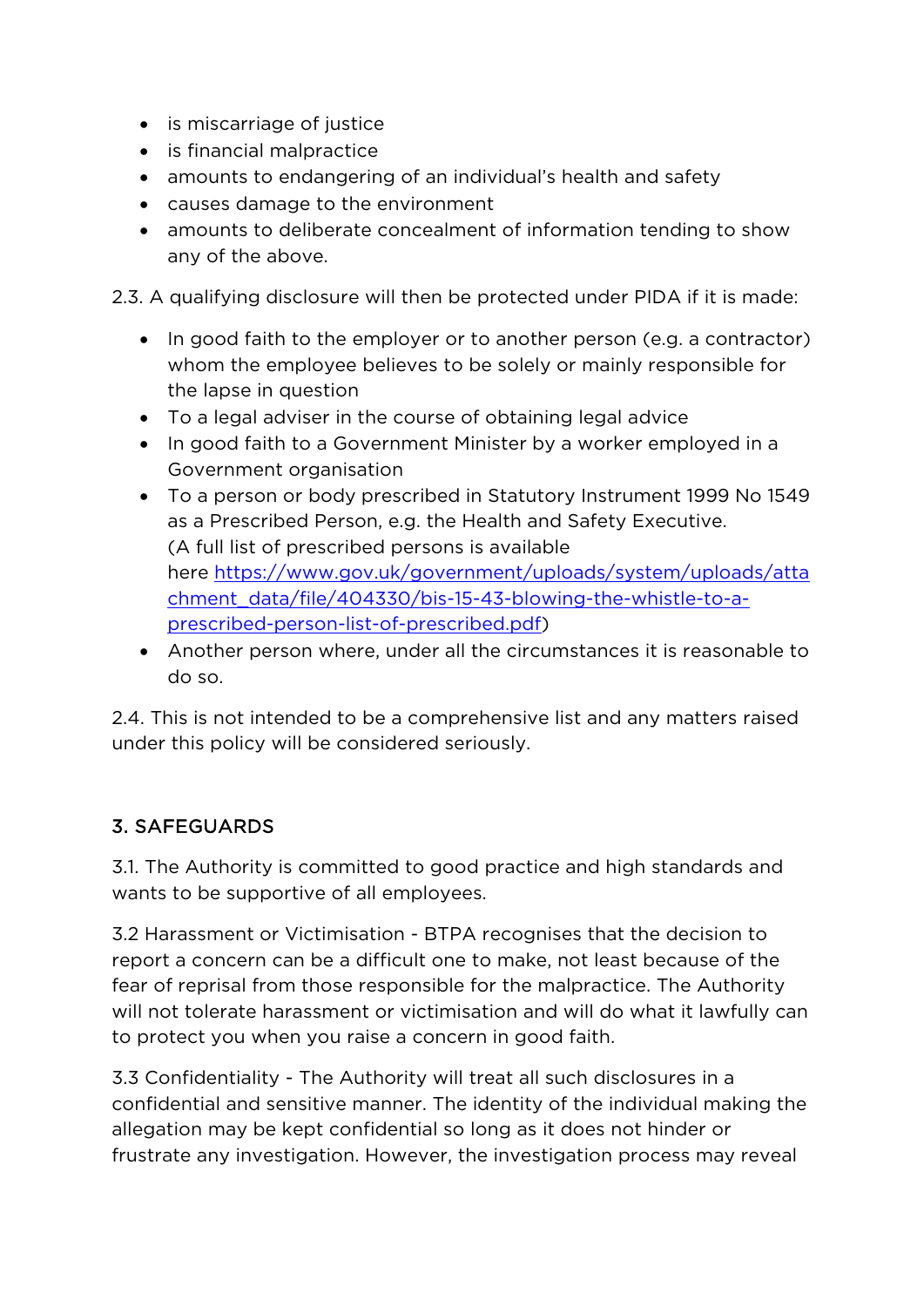- is miscarriage of justice
- is financial malpractice
- amounts to endangering of an individual's health and safety
- causes damage to the environment
- amounts to deliberate concealment of information tending to show any of the above.

2.3. A qualifying disclosure will then be protected under PIDA if it is made:

- In good faith to the employer or to another person (e.g. a contractor) whom the employee believes to be solely or mainly responsible for the lapse in question
- To a legal adviser in the course of obtaining legal advice
- In good faith to a Government Minister by a worker employed in a Government organisation
- To a person or body prescribed in Statutory Instrument 1999 No 1549 as a Prescribed Person, e.g. the Health and Safety Executive. (A full list of prescribed persons is available here [https://www.gov.uk/government/uploads/system/uploads/attachment_data/file/404330/bis-15-43-blowing-the-whistle-to-a-prescribed-person-list-of-prescribed.pdf](https://www.gov.uk/government/uploads/system/uploads/attachment_data/file/404330/bis-15-43-blowing-the-whistle-to-a-prescribed-person-list-of-prescribed.pdf))
- Another person where, under all the circumstances it is reasonable to do so.

2.4. This is not intended to be a comprehensive list and any matters raised under this policy will be considered seriously.

## 3. SAFEGUARDS

3.1. The Authority is committed to good practice and high standards and wants to be supportive of all employees.

3.2 Harassment or Victimisation - BTPA recognises that the decision to report a concern can be a difficult one to make, not least because of the fear of reprisal from those responsible for the malpractice. The Authority will not tolerate harassment or victimisation and will do what it lawfully can to protect you when you raise a concern in good faith.

3.3 Confidentiality - The Authority will treat all such disclosures in a confidential and sensitive manner. The identity of the individual making the allegation may be kept confidential so long as it does not hinder or frustrate any investigation. However, the investigation process may reveal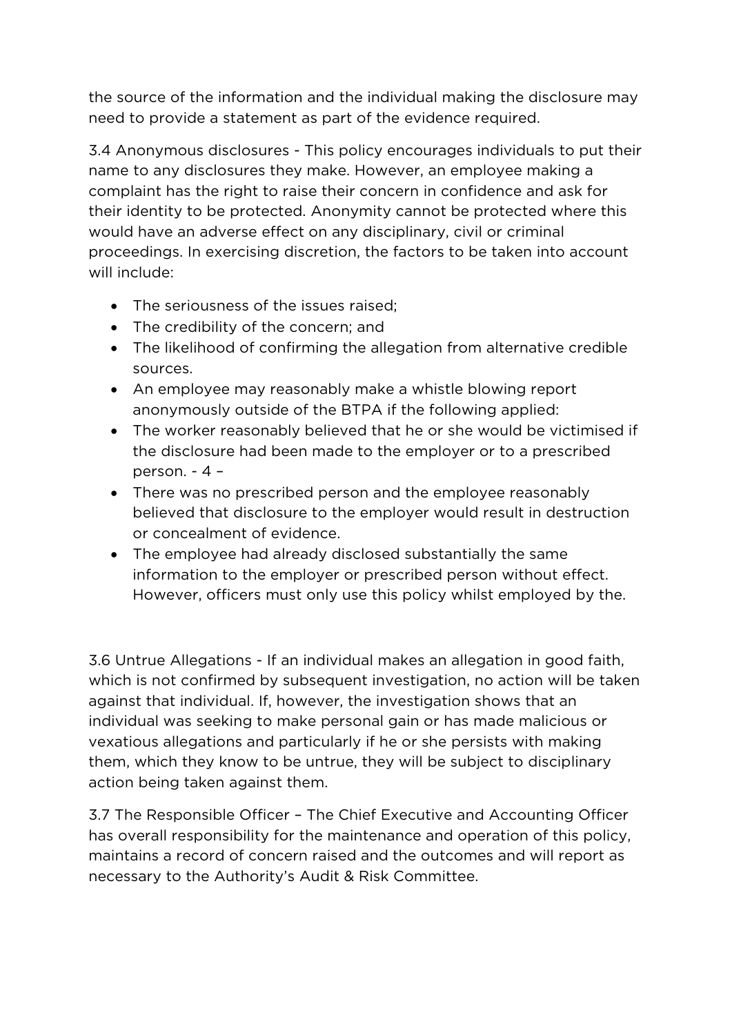the source of the information and the individual making the disclosure may need to provide a statement as part of the evidence required.

3.4 Anonymous disclosures - This policy encourages individuals to put their name to any disclosures they make. However, an employee making a complaint has the right to raise their concern in confidence and ask for their identity to be protected. Anonymity cannot be protected where this would have an adverse effect on any disciplinary, civil or criminal proceedings. In exercising discretion, the factors to be taken into account will include:

- The seriousness of the issues raised;
- The credibility of the concern; and
- The likelihood of confirming the allegation from alternative credible sources.
- An employee may reasonably make a whistle blowing report anonymously outside of the BTPA if the following applied:
- The worker reasonably believed that he or she would be victimised if the disclosure had been made to the employer or to a prescribed person. - 4 –
- There was no prescribed person and the employee reasonably believed that disclosure to the employer would result in destruction or concealment of evidence.
- The employee had already disclosed substantially the same information to the employer or prescribed person without effect. However, officers must only use this policy whilst employed by the.

3.6 Untrue Allegations - If an individual makes an allegation in good faith, which is not confirmed by subsequent investigation, no action will be taken against that individual. If, however, the investigation shows that an individual was seeking to make personal gain or has made malicious or vexatious allegations and particularly if he or she persists with making them, which they know to be untrue, they will be subject to disciplinary action being taken against them.

3.7 The Responsible Officer – The Chief Executive and Accounting Officer has overall responsibility for the maintenance and operation of this policy, maintains a record of concern raised and the outcomes and will report as necessary to the Authority's Audit & Risk Committee.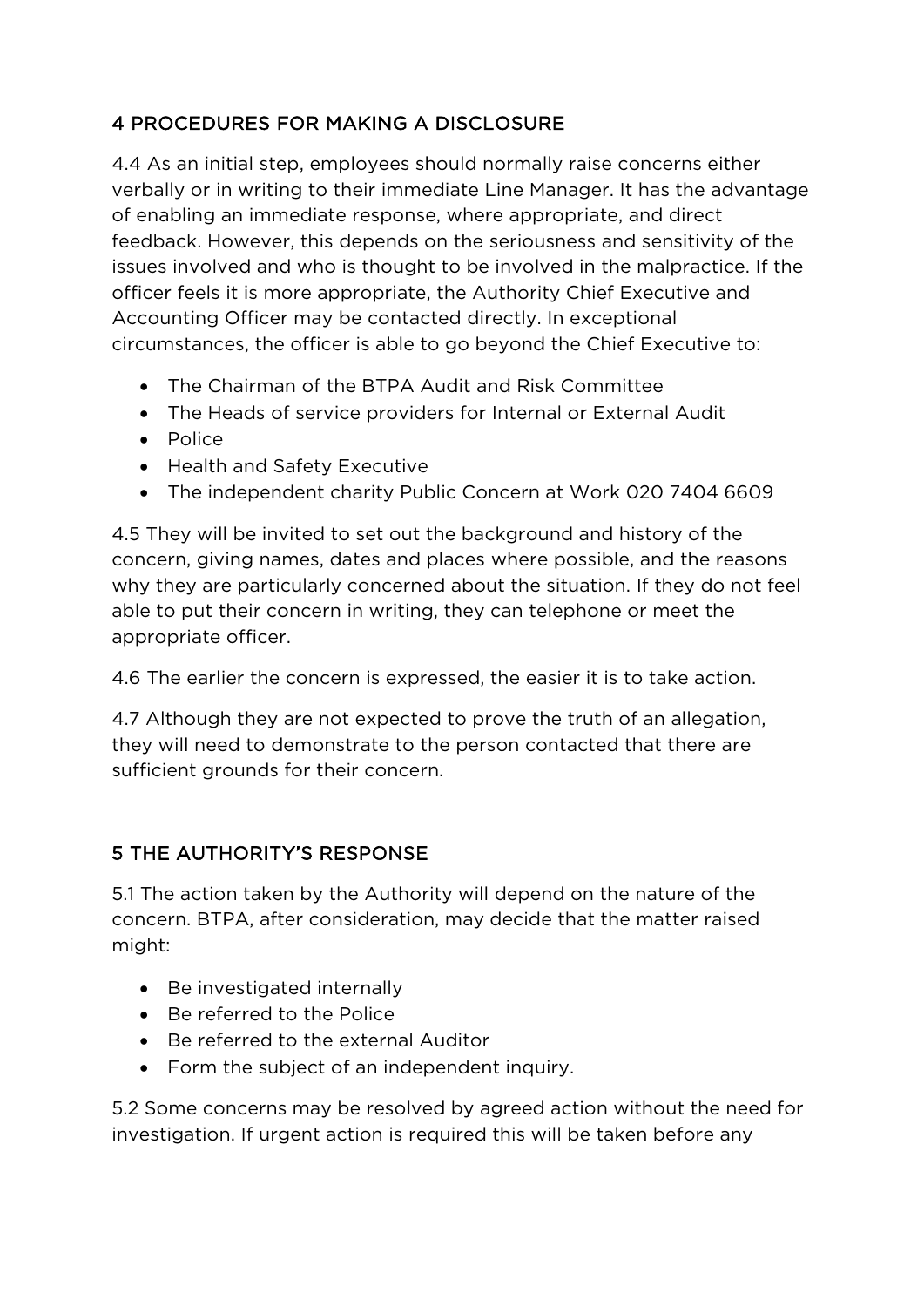## 4 PROCEDURES FOR MAKING A DISCLOSURE

4.4 As an initial step, employees should normally raise concerns either verbally or in writing to their immediate Line Manager. It has the advantage of enabling an immediate response, where appropriate, and direct feedback. However, this depends on the seriousness and sensitivity of the issues involved and who is thought to be involved in the malpractice. If the officer feels it is more appropriate, the Authority Chief Executive and Accounting Officer may be contacted directly. In exceptional circumstances, the officer is able to go beyond the Chief Executive to:

- The Chairman of the BTPA Audit and Risk Committee
- The Heads of service providers for Internal or External Audit
- Police
- Health and Safety Executive
- The independent charity Public Concern at Work 020 7404 6609

4.5 They will be invited to set out the background and history of the concern, giving names, dates and places where possible, and the reasons why they are particularly concerned about the situation. If they do not feel able to put their concern in writing, they can telephone or meet the appropriate officer.

4.6 The earlier the concern is expressed, the easier it is to take action.

4.7 Although they are not expected to prove the truth of an allegation, they will need to demonstrate to the person contacted that there are sufficient grounds for their concern.

## 5 THE AUTHORITY'S RESPONSE

5.1 The action taken by the Authority will depend on the nature of the concern. BTPA, after consideration, may decide that the matter raised might:

- Be investigated internally
- Be referred to the Police
- Be referred to the external Auditor
- Form the subject of an independent inquiry.

5.2 Some concerns may be resolved by agreed action without the need for investigation. If urgent action is required this will be taken before any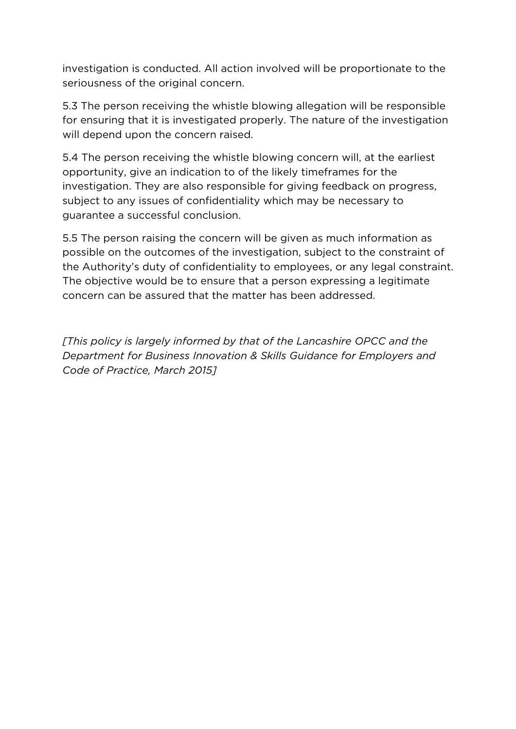investigation is conducted. All action involved will be proportionate to the seriousness of the original concern.

5.3 The person receiving the whistle blowing allegation will be responsible for ensuring that it is investigated properly. The nature of the investigation will depend upon the concern raised.

5.4 The person receiving the whistle blowing concern will, at the earliest opportunity, give an indication to of the likely timeframes for the investigation. They are also responsible for giving feedback on progress, subject to any issues of confidentiality which may be necessary to guarantee a successful conclusion.

5.5 The person raising the concern will be given as much information as possible on the outcomes of the investigation, subject to the constraint of the Authority's duty of confidentiality to employees, or any legal constraint. The objective would be to ensure that a person expressing a legitimate concern can be assured that the matter has been addressed.

*[This policy is largely informed by that of the Lancashire OPCC and the Department for Business Innovation & Skills Guidance for Employers and Code of Practice, March 2015]*